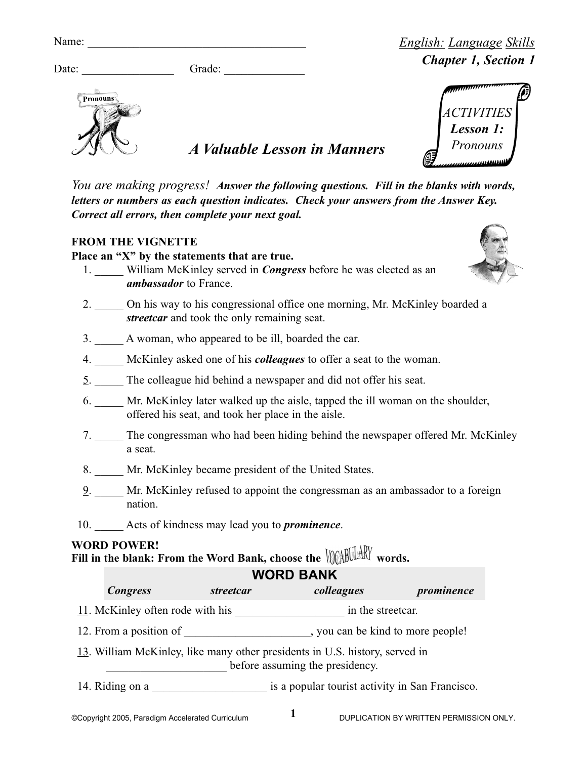Name: ______________________________________

Date: ________________ Grade: ______________

*English: Language Skills*
**Chapter 1, Section 1**

ACTIVITIES
**Lesson 1:**
*Pronouns*

## *A Valuable Lesson in Manners*

*You are making progress!* ***Answer the following questions. Fill in the blanks with words, letters or numbers as each question indicates. Check your answers from the Answer Key. Correct all errors, then complete your next goal.***

**FROM THE VIGNETTE**

**Place an "X" by the statements that are true.**

1. _____ William McKinley served in ***Congress*** before he was elected as an ***ambassador*** to France.
2. _____ On his way to his congressional office one morning, Mr. McKinley boarded a ***streetcar*** and took the only remaining seat.
3. _____ A woman, who appeared to be ill, boarded the car.
4. _____ McKinley asked one of his ***colleagues*** to offer a seat to the woman.
5. _____ The colleague hid behind a newspaper and did not offer his seat.
6. _____ Mr. McKinley later walked up the aisle, tapped the ill woman on the shoulder, offered his seat, and took her place in the aisle.
7. _____ The congressman who had been hiding behind the newspaper offered Mr. McKinley a seat.
8. _____ Mr. McKinley became president of the United States.
9. _____ Mr. McKinley refused to appoint the congressman as an ambassador to a foreign nation.
10. _____ Acts of kindness may lead you to ***prominence***.

**WORD POWER!**

**Fill in the blank: From the Word Bank, choose the VOCABULARY words.**

| WORD BANK | | | |
|---|---|---|---|
| ***Congress*** | ***streetcar*** | ***colleagues*** | ***prominence*** |

11. McKinley often rode with his ___________________ in the streetcar.
12. From a position of _____________________, you can be kind to more people!
13. William McKinley, like many other presidents in U.S. history, served in _____________________ before assuming the presidency.
14. Riding on a ____________________ is a popular tourist activity in San Francisco.

©Copyright 2005, Paradigm Accelerated Curriculum DUPLICATION BY WRITTEN PERMISSION ONLY.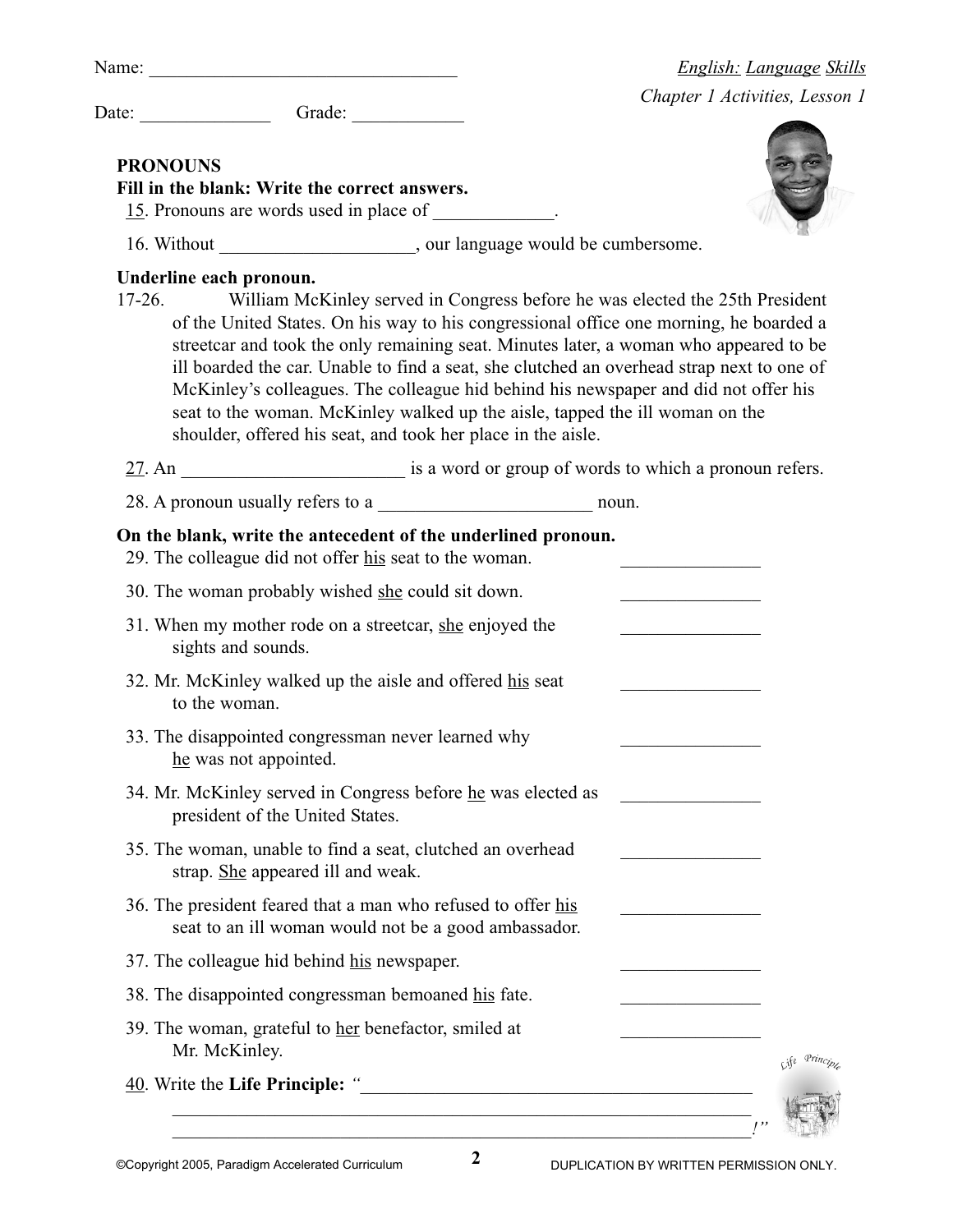Name: ________________________________

*English: Language Skills*

*Chapter 1 Activities, Lesson 1*

Date: ______________ Grade: ____________

### PRONOUNS

**Fill in the blank: Write the correct answers.**

15. Pronouns are words used in place of _____________.

16. Without ____________________, our language would be cumbersome.

**Underline each pronoun.**

17-26. William McKinley served in Congress before he was elected the 25th President of the United States. On his way to his congressional office one morning, he boarded a streetcar and took the only remaining seat. Minutes later, a woman who appeared to be ill boarded the car. Unable to find a seat, she clutched an overhead strap next to one of McKinley's colleagues. The colleague hid behind his newspaper and did not offer his seat to the woman. McKinley walked up the aisle, tapped the ill woman on the shoulder, offered his seat, and took her place in the aisle.

27. An _______________________ is a word or group of words to which a pronoun refers.

28. A pronoun usually refers to a _______________________ noun.

**On the blank, write the antecedent of the underlined pronoun.**

29. The colleague did not offer his seat to the woman. _______________

30. The woman probably wished she could sit down. _______________

31. When my mother rode on a streetcar, she enjoyed the sights and sounds. _______________

32. Mr. McKinley walked up the aisle and offered his seat to the woman. _______________

33. The disappointed congressman never learned why he was not appointed. _______________

34. Mr. McKinley served in Congress before he was elected as president of the United States. _______________

35. The woman, unable to find a seat, clutched an overhead strap. She appeared ill and weak. _______________

36. The president feared that a man who refused to offer his seat to an ill woman would not be a good ambassador. _______________

37. The colleague hid behind his newspaper. _______________

38. The disappointed congressman bemoaned his fate. _______________

39. The woman, grateful to her benefactor, smiled at Mr. McKinley. _______________

40. Write the **Life Principle:** *"*__________________________________________

__________________________________________________________________

__________________________________________________________________*!"*

©Copyright 2005, Paradigm Accelerated Curriculum

DUPLICATION BY WRITTEN PERMISSION ONLY.